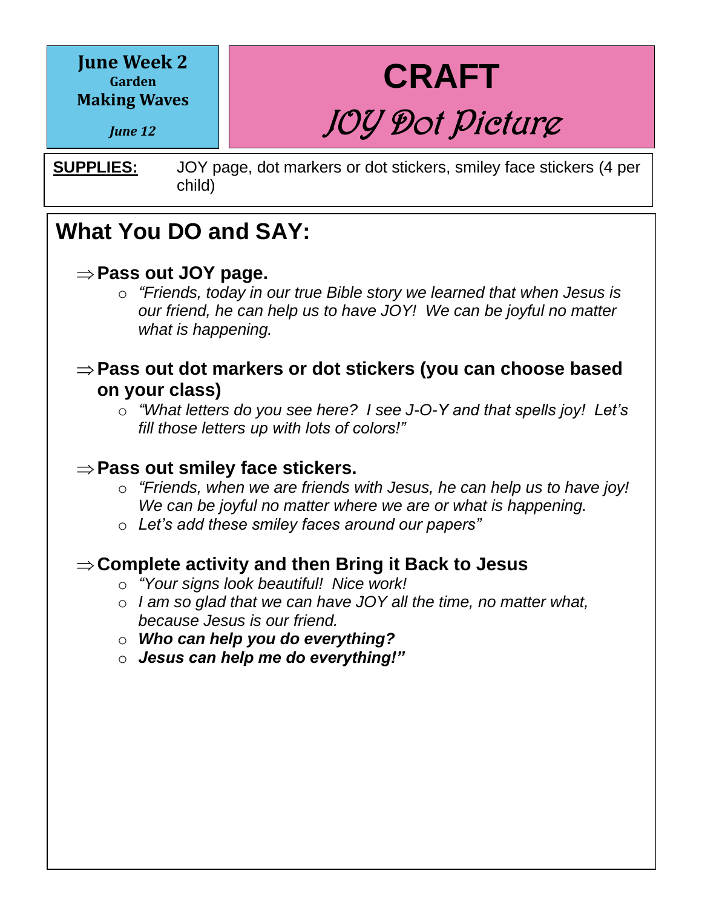**June Week 2**
**Garden**
**Making Waves**

*June 12*

# CRAFT

## *JOY Dot Picture*

**SUPPLIES:** JOY page, dot markers or dot stickers, smiley face stickers (4 per child)

## What You DO and SAY:

⇒ **Pass out JOY page.**

- *"Friends, today in our true Bible story we learned that when Jesus is our friend, he can help us to have JOY! We can be joyful no matter what is happening.*

⇒ **Pass out dot markers or dot stickers (you can choose based on your class)**

- *"What letters do you see here? I see J-O-Y and that spells joy! Let's fill those letters up with lots of colors!"*

⇒ **Pass out smiley face stickers.**

- *"Friends, when we are friends with Jesus, he can help us to have joy! We can be joyful no matter where we are or what is happening.*
- *Let's add these smiley faces around our papers"*

⇒ **Complete activity and then Bring it Back to Jesus**

- *"Your signs look beautiful! Nice work!*
- *I am so glad that we can have JOY all the time, no matter what, because Jesus is our friend.*
- ***Who can help you do everything?***
- ***Jesus can help me do everything!"***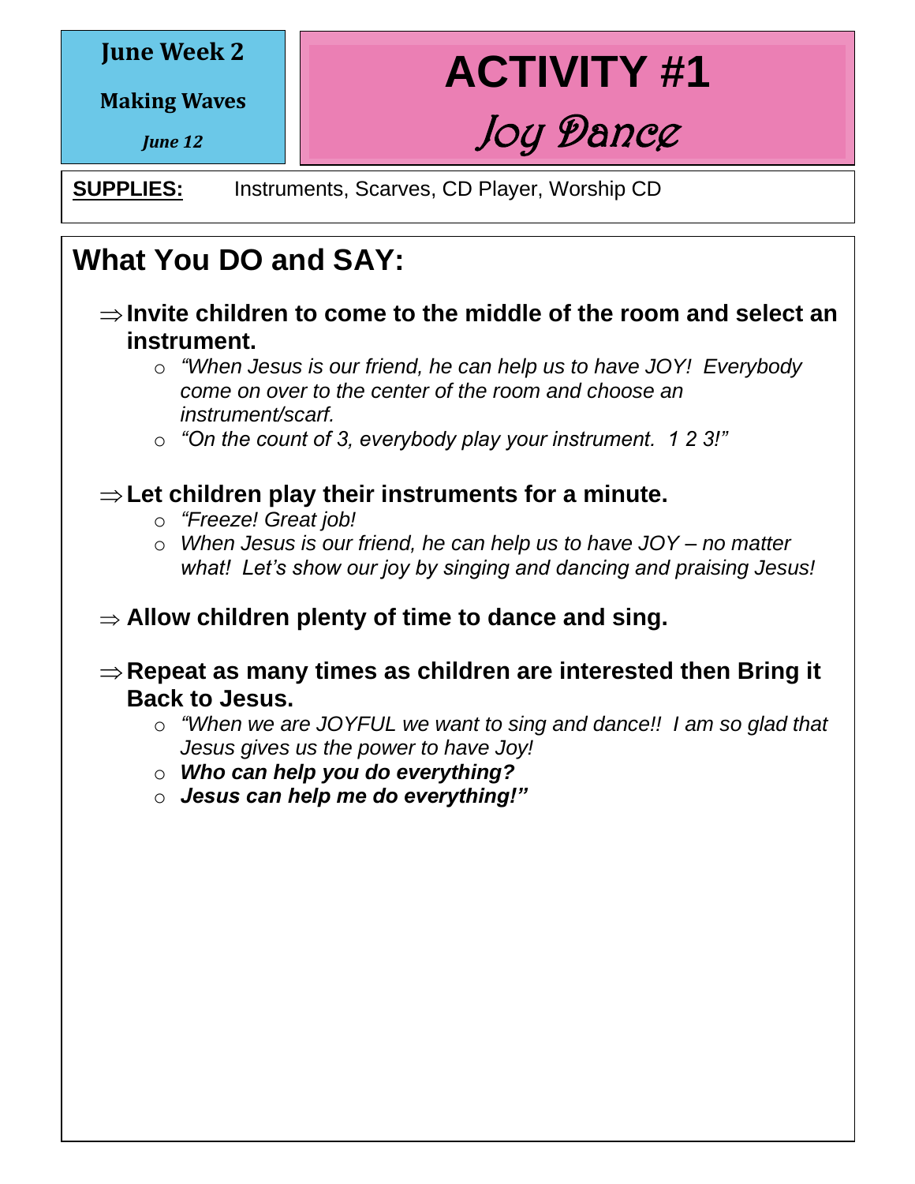**June Week 2**

**Making Waves**

***June 12***

# ACTIVITY #1

## *Joy Dance*

**SUPPLIES:** Instruments, Scarves, CD Player, Worship CD

## What You DO and SAY:

⇒ **Invite children to come to the middle of the room and select an instrument.**

- *"When Jesus is our friend, he can help us to have JOY! Everybody come on over to the center of the room and choose an instrument/scarf.*
- *"On the count of 3, everybody play your instrument. 1 2 3!"*

⇒ **Let children play their instruments for a minute.**

- *"Freeze! Great job!*
- *When Jesus is our friend, he can help us to have JOY – no matter what! Let's show our joy by singing and dancing and praising Jesus!*

⇒ **Allow children plenty of time to dance and sing.**

⇒ **Repeat as many times as children are interested then Bring it Back to Jesus.**

- *"When we are JOYFUL we want to sing and dance!! I am so glad that Jesus gives us the power to have Joy!*
- ***Who can help you do everything?***
- ***Jesus can help me do everything!"***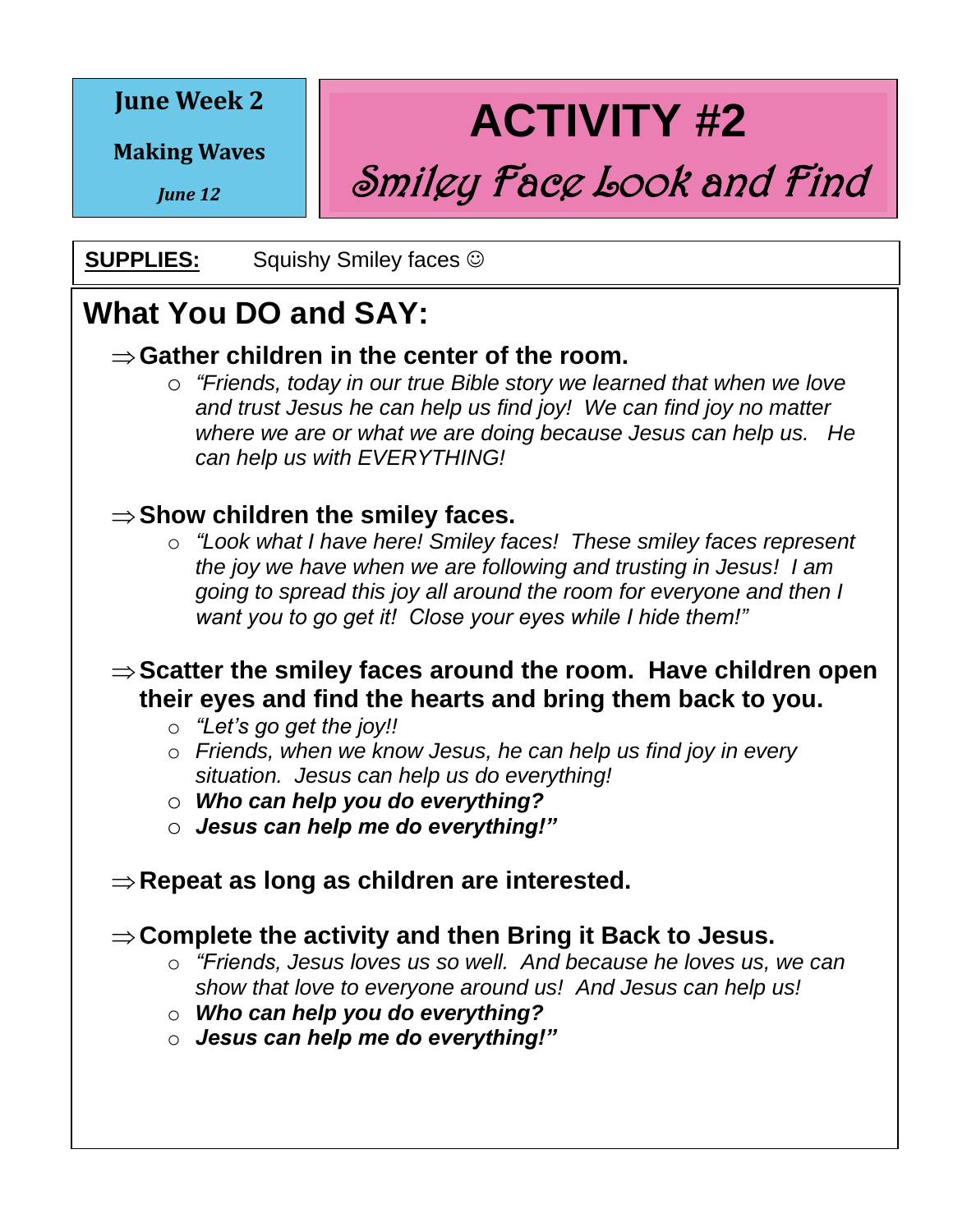**June Week 2**

**Making Waves**

***June 12***

# ACTIVITY #2

## *Smiley Face Look and Find*

**SUPPLIES:** Squishy Smiley faces ☺

## What You DO and SAY:

⇒ **Gather children in the center of the room.**

- *"Friends, today in our true Bible story we learned that when we love and trust Jesus he can help us find joy! We can find joy no matter where we are or what we are doing because Jesus can help us. He can help us with EVERYTHING!*

⇒ **Show children the smiley faces.**

- *"Look what I have here! Smiley faces! These smiley faces represent the joy we have when we are following and trusting in Jesus! I am going to spread this joy all around the room for everyone and then I want you to go get it! Close your eyes while I hide them!"*

⇒ **Scatter the smiley faces around the room. Have children open their eyes and find the hearts and bring them back to you.**

- *"Let's go get the joy!!*
- *Friends, when we know Jesus, he can help us find joy in every situation. Jesus can help us do everything!*
- ***Who can help you do everything?***
- ***Jesus can help me do everything!"***

⇒ **Repeat as long as children are interested.**

⇒ **Complete the activity and then Bring it Back to Jesus.**

- *"Friends, Jesus loves us so well. And because he loves us, we can show that love to everyone around us! And Jesus can help us!*
- ***Who can help you do everything?***
- ***Jesus can help me do everything!"***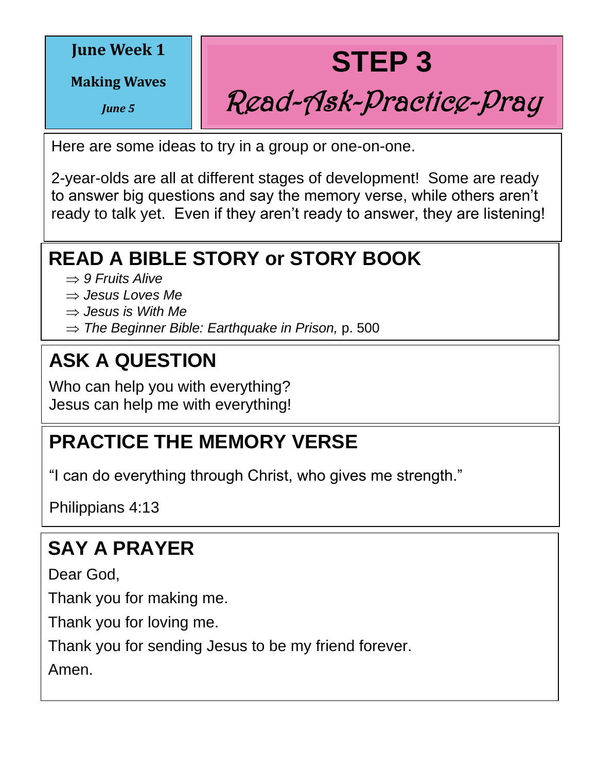**June Week 1**

**Making Waves**

***June 5***

# STEP 3

## *Read-Ask-Practice-Pray*

Here are some ideas to try in a group or one-on-one.

2-year-olds are all at different stages of development! Some are ready to answer big questions and say the memory verse, while others aren't ready to talk yet. Even if they aren't ready to answer, they are listening!

## READ A BIBLE STORY or STORY BOOK

- ⇒ *9 Fruits Alive*
- ⇒ *Jesus Loves Me*
- ⇒ *Jesus is With Me*
- ⇒ *The Beginner Bible: Earthquake in Prison,* p. 500

## ASK A QUESTION

Who can help you with everything?
Jesus can help me with everything!

## PRACTICE THE MEMORY VERSE

"I can do everything through Christ, who gives me strength."

Philippians 4:13

## SAY A PRAYER

Dear God,

Thank you for making me.

Thank you for loving me.

Thank you for sending Jesus to be my friend forever.

Amen.